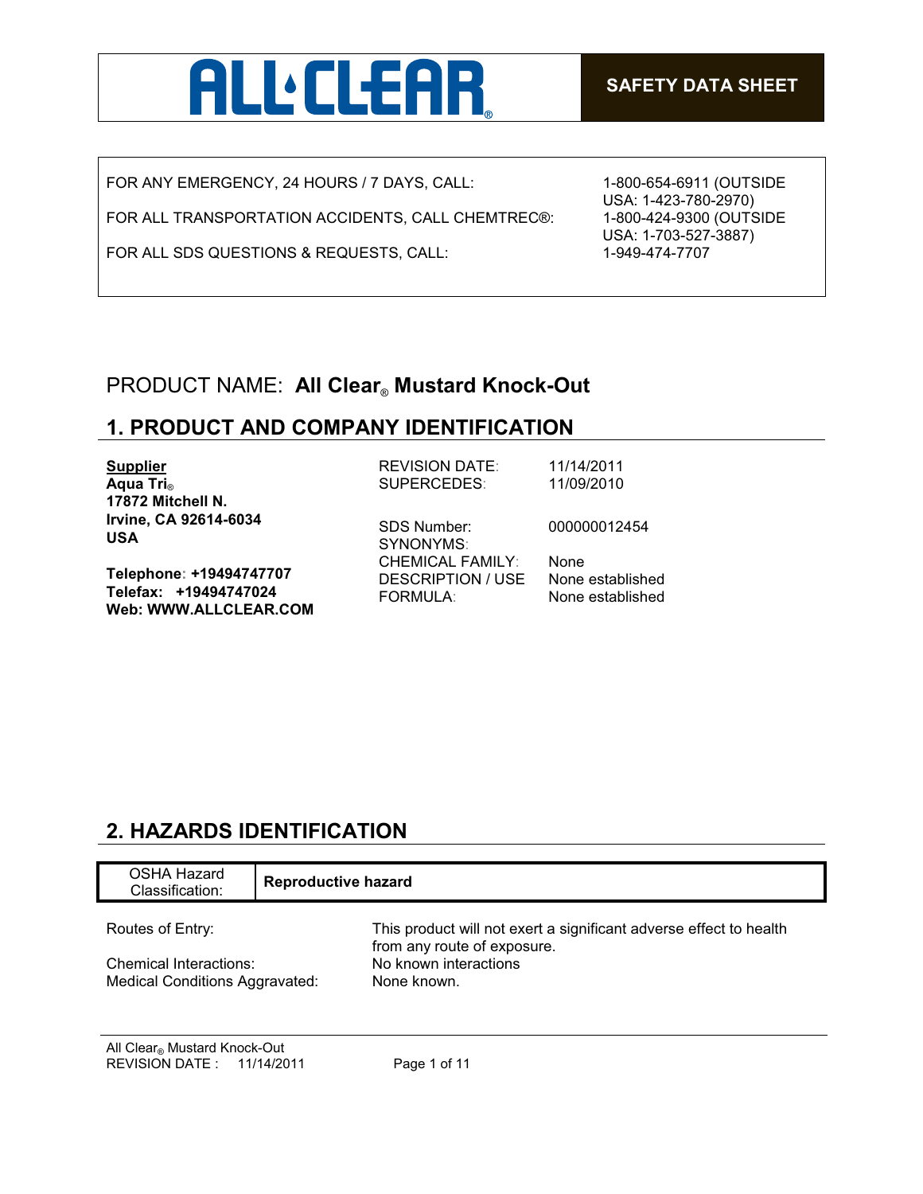ALL CLEAR®

**SAFETY DATA SHEET**

| | |
|---|---|
| FOR ANY EMERGENCY, 24 HOURS / 7 DAYS, CALL: | 1-800-654-6911 (OUTSIDE USA: 1-423-780-2970) |
| FOR ALL TRANSPORTATION ACCIDENTS, CALL CHEMTREC®: | 1-800-424-9300 (OUTSIDE USA: 1-703-527-3887) |
| FOR ALL SDS QUESTIONS & REQUESTS, CALL: | 1-949-474-7707 |

PRODUCT NAME: **All Clear® Mustard Knock-Out**

## 1. PRODUCT AND COMPANY IDENTIFICATION

**Supplier**
**Aqua Tri®**
**17872 Mitchell N.**
**Irvine, CA 92614-6034**
**USA**

**Telephone: +19494747707**
**Telefax: +19494747024**
**Web: WWW.ALLCLEAR.COM**

| | |
|---|---|
| REVISION DATE: | 11/14/2011 |
| SUPERCEDES: | 11/09/2010 |
| SDS Number: | 000000012454 |
| SYNONYMS: | |
| CHEMICAL FAMILY: | None |
| DESCRIPTION / USE | None established |
| FORMULA: | None established |

## 2. HAZARDS IDENTIFICATION

| OSHA Hazard Classification: | **Reproductive hazard** |
|---|---|

| | |
|---|---|
| Routes of Entry: | This product will not exert a significant adverse effect to health from any route of exposure. |
| Chemical Interactions: | No known interactions |
| Medical Conditions Aggravated: | None known. |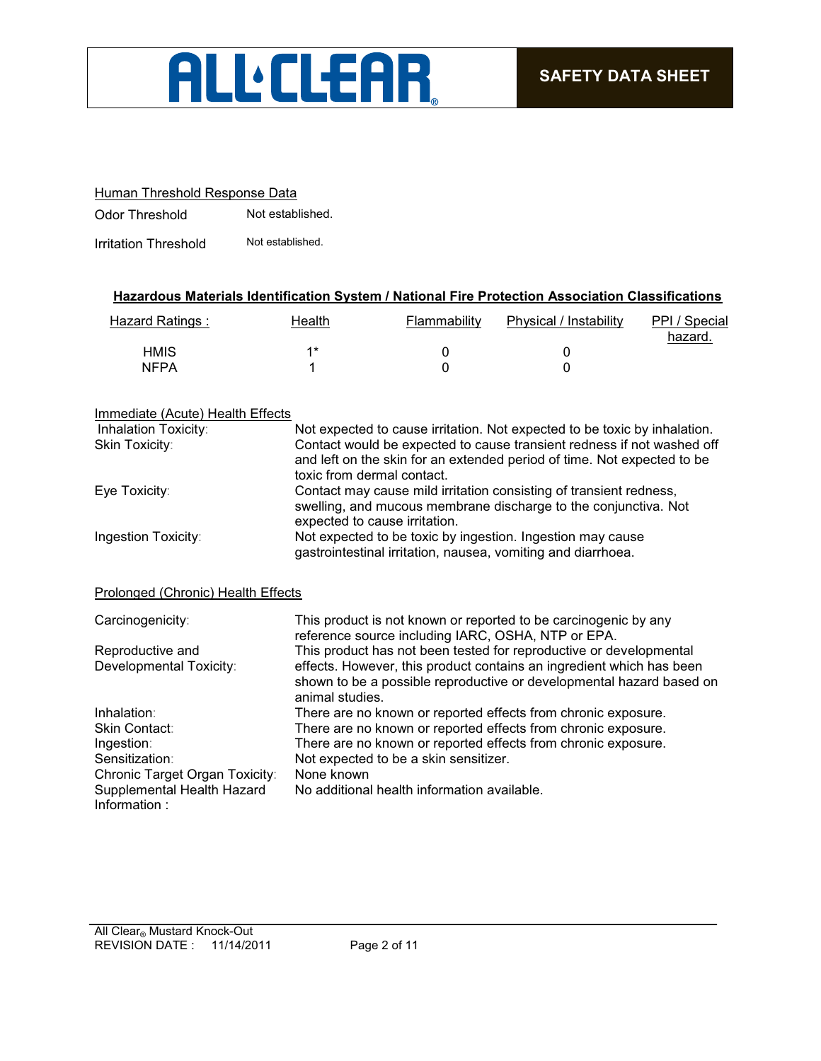Human Threshold Response Data

| | |
|---|---|
| Odor Threshold | Not established. |
| Irritation Threshold | Not established. |

**Hazardous Materials Identification System / National Fire Protection Association Classifications**

| Hazard Ratings : | Health | Flammability | Physical / Instability | PPI / Special hazard. |
|---|---|---|---|---|
| HMIS | 1* | 0 | 0 | |
| NFPA | 1 | 0 | 0 | |

Immediate (Acute) Health Effects

| | |
|---|---|
| Inhalation Toxicity: | Not expected to cause irritation. Not expected to be toxic by inhalation. |
| Skin Toxicity: | Contact would be expected to cause transient redness if not washed off and left on the skin for an extended period of time. Not expected to be toxic from dermal contact. |
| Eye Toxicity: | Contact may cause mild irritation consisting of transient redness, swelling, and mucous membrane discharge to the conjunctiva. Not expected to cause irritation. |
| Ingestion Toxicity: | Not expected to be toxic by ingestion. Ingestion may cause gastrointestinal irritation, nausea, vomiting and diarrhoea. |

Prolonged (Chronic) Health Effects

| | |
|---|---|
| Carcinogenicity: | This product is not known or reported to be carcinogenic by any reference source including IARC, OSHA, NTP or EPA. |
| Reproductive and Developmental Toxicity: | This product has not been tested for reproductive or developmental effects. However, this product contains an ingredient which has been shown to be a possible reproductive or developmental hazard based on animal studies. |
| Inhalation: | There are no known or reported effects from chronic exposure. |
| Skin Contact: | There are no known or reported effects from chronic exposure. |
| Ingestion: | There are no known or reported effects from chronic exposure. |
| Sensitization: | Not expected to be a skin sensitizer. |
| Chronic Target Organ Toxicity: | None known |
| Supplemental Health Hazard Information : | No additional health information available. |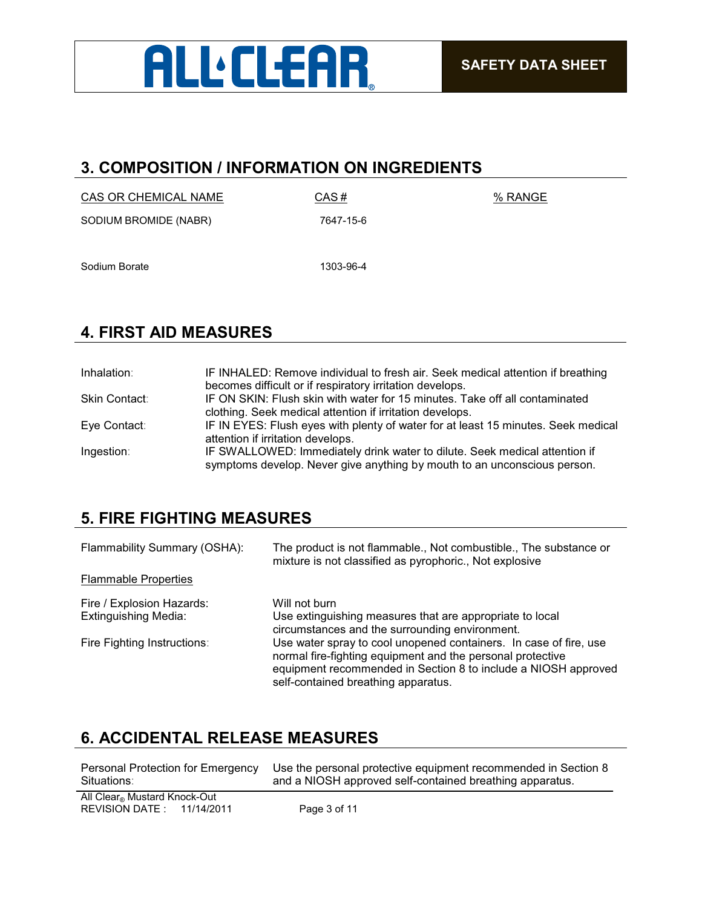## 3. COMPOSITION / INFORMATION ON INGREDIENTS

| CAS OR CHEMICAL NAME | CAS # | % RANGE |
|---|---|---|
| SODIUM BROMIDE (NABR) | 7647-15-6 | |
| Sodium Borate | 1303-96-4 | |

## 4. FIRST AID MEASURES

| | |
|---|---|
| Inhalation: | IF INHALED: Remove individual to fresh air. Seek medical attention if breathing becomes difficult or if respiratory irritation develops. |
| Skin Contact: | IF ON SKIN: Flush skin with water for 15 minutes. Take off all contaminated clothing. Seek medical attention if irritation develops. |
| Eye Contact: | IF IN EYES: Flush eyes with plenty of water for at least 15 minutes. Seek medical attention if irritation develops. |
| Ingestion: | IF SWALLOWED: Immediately drink water to dilute. Seek medical attention if symptoms develop. Never give anything by mouth to an unconscious person. |

## 5. FIRE FIGHTING MEASURES

Flammability Summary (OSHA): The product is not flammable., Not combustible., The substance or mixture is not classified as pyrophoric., Not explosive

Flammable Properties

| | |
|---|---|
| Fire / Explosion Hazards: | Will not burn |
| Extinguishing Media: | Use extinguishing measures that are appropriate to local circumstances and the surrounding environment. |
| Fire Fighting Instructions: | Use water spray to cool unopened containers. In case of fire, use normal fire-fighting equipment and the personal protective equipment recommended in Section 8 to include a NIOSH approved self-contained breathing apparatus. |

## 6. ACCIDENTAL RELEASE MEASURES

Personal Protection for Emergency Situations: Use the personal protective equipment recommended in Section 8 and a NIOSH approved self-contained breathing apparatus.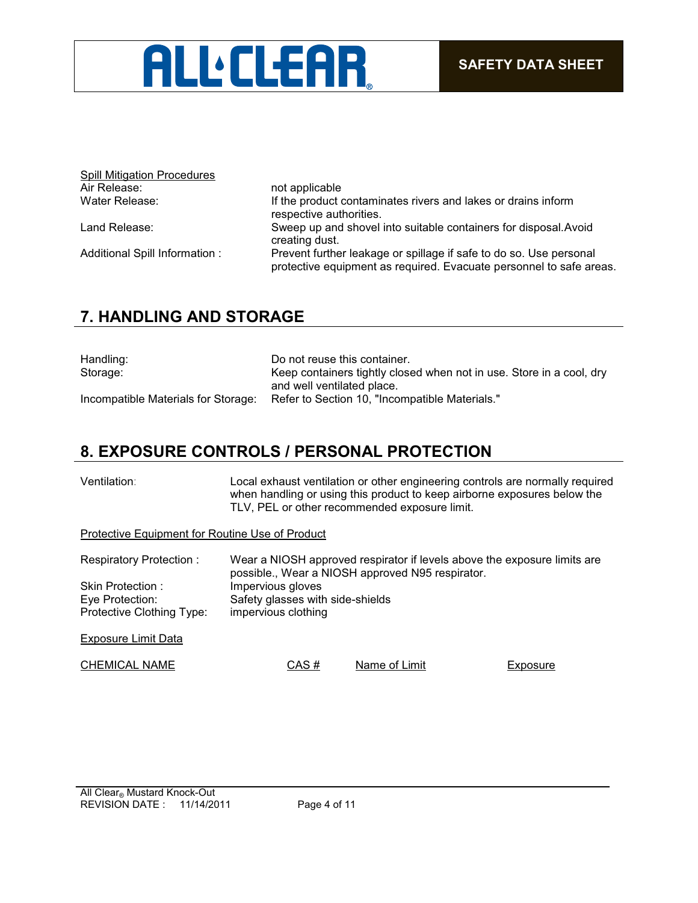Spill Mitigation Procedures

| | |
|---|---|
| Air Release: | not applicable |
| Water Release: | If the product contaminates rivers and lakes or drains inform respective authorities. |
| Land Release: | Sweep up and shovel into suitable containers for disposal.Avoid creating dust. |
| Additional Spill Information : | Prevent further leakage or spillage if safe to do so. Use personal protective equipment as required. Evacuate personnel to safe areas. |

## 7. HANDLING AND STORAGE

| | |
|---|---|
| Handling: | Do not reuse this container. |
| Storage: | Keep containers tightly closed when not in use. Store in a cool, dry and well ventilated place. |
| Incompatible Materials for Storage: | Refer to Section 10, "Incompatible Materials." |

## 8. EXPOSURE CONTROLS / PERSONAL PROTECTION

| | |
|---|---|
| Ventilation: | Local exhaust ventilation or other engineering controls are normally required when handling or using this product to keep airborne exposures below the TLV, PEL or other recommended exposure limit. |

Protective Equipment for Routine Use of Product

| | |
|---|---|
| Respiratory Protection : | Wear a NIOSH approved respirator if levels above the exposure limits are possible., Wear a NIOSH approved N95 respirator. |
| Skin Protection : | Impervious gloves |
| Eye Protection: | Safety glasses with side-shields |
| Protective Clothing Type: | impervious clothing |

Exposure Limit Data

| CHEMICAL NAME | CAS # | Name of Limit | Exposure |
|---|---|---|---|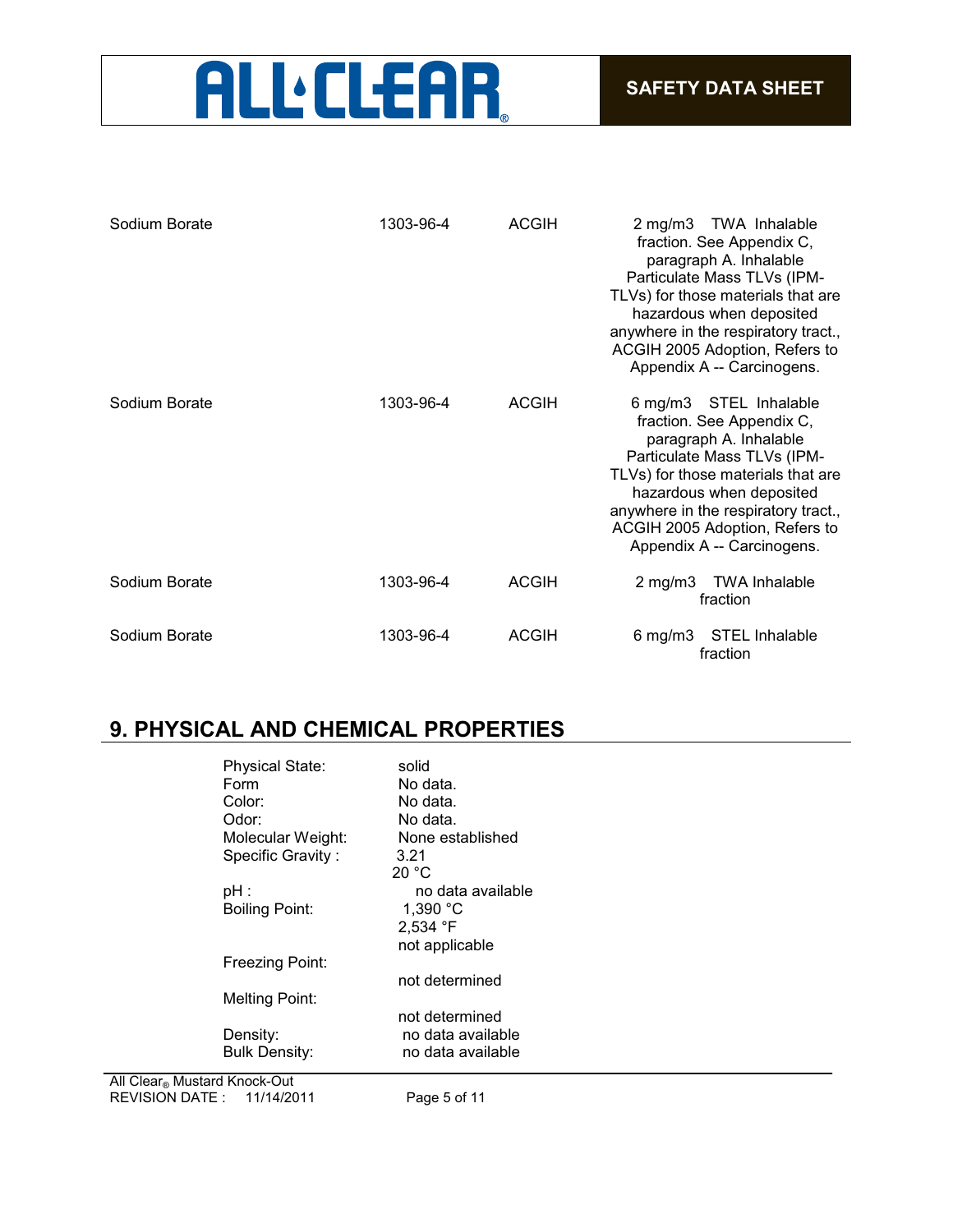| Sodium Borate | 1303-96-4 | ACGIH | 2 mg/m3 TWA Inhalable fraction. See Appendix C, paragraph A. Inhalable Particulate Mass TLVs (IPM-TLVs) for those materials that are hazardous when deposited anywhere in the respiratory tract., ACGIH 2005 Adoption, Refers to Appendix A -- Carcinogens. |
|---|---|---|---|
| Sodium Borate | 1303-96-4 | ACGIH | 6 mg/m3 STEL Inhalable fraction. See Appendix C, paragraph A. Inhalable Particulate Mass TLVs (IPM-TLVs) for those materials that are hazardous when deposited anywhere in the respiratory tract., ACGIH 2005 Adoption, Refers to Appendix A -- Carcinogens. |
| Sodium Borate | 1303-96-4 | ACGIH | 2 mg/m3 TWA Inhalable fraction |
| Sodium Borate | 1303-96-4 | ACGIH | 6 mg/m3 STEL Inhalable fraction |

## 9. PHYSICAL AND CHEMICAL PROPERTIES

| | |
|---|---|
| Physical State: | solid |
| Form | No data. |
| Color: | No data. |
| Odor: | No data. |
| Molecular Weight: | None established |
| Specific Gravity : | 3.21<br>20 °C |
| pH : | no data available |
| Boiling Point: | 1,390 °C<br>2,534 °F<br>not applicable |
| Freezing Point: | not determined |
| Melting Point: | not determined |
| Density: | no data available |
| Bulk Density: | no data available |

All Clear® Mustard Knock-Out
REVISION DATE : 11/14/2011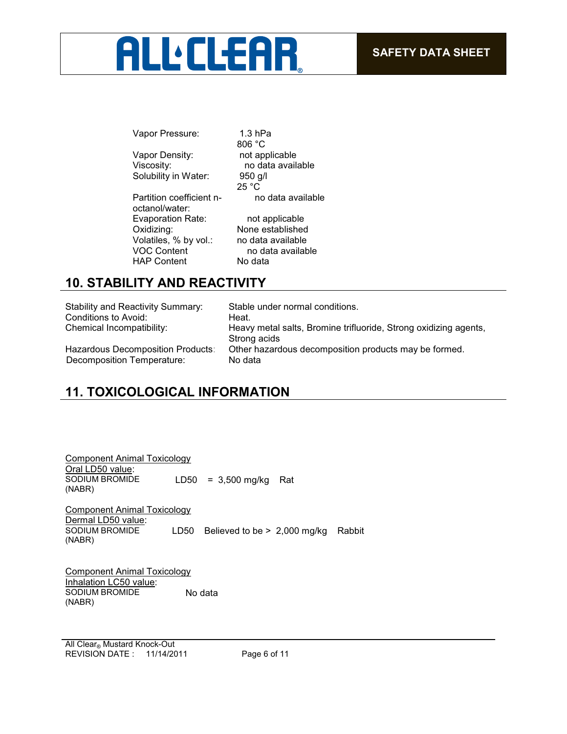| | |
|---|---|
| Vapor Pressure: | 1.3 hPa<br>806 °C |
| Vapor Density: | not applicable |
| Viscosity: | no data available |
| Solubility in Water: | 950 g/l<br>25 °C |
| Partition coefficient n-octanol/water: | no data available |
| Evaporation Rate: | not applicable |
| Oxidizing: | None established |
| Volatiles, % by vol.: | no data available |
| VOC Content | no data available |
| HAP Content | No data |

## 10. STABILITY AND REACTIVITY

| | |
|---|---|
| Stability and Reactivity Summary: | Stable under normal conditions. |
| Conditions to Avoid: | Heat. |
| Chemical Incompatibility: | Heavy metal salts, Bromine trifluoride, Strong oxidizing agents, Strong acids |
| Hazardous Decomposition Products: | Other hazardous decomposition products may be formed. |
| Decomposition Temperature: | No data |

## 11. TOXICOLOGICAL INFORMATION

Component Animal Toxicology
Oral LD50 value:

| | | | |
|---|---|---|---|
| SODIUM BROMIDE (NABR) | LD50 | = 3,500 mg/kg | Rat |

Component Animal Toxicology
Dermal LD50 value:

| | | | |
|---|---|---|---|
| SODIUM BROMIDE (NABR) | LD50 | Believed to be > 2,000 mg/kg | Rabbit |

Component Animal Toxicology
Inhalation LC50 value:

| | |
|---|---|
| SODIUM BROMIDE (NABR) | No data |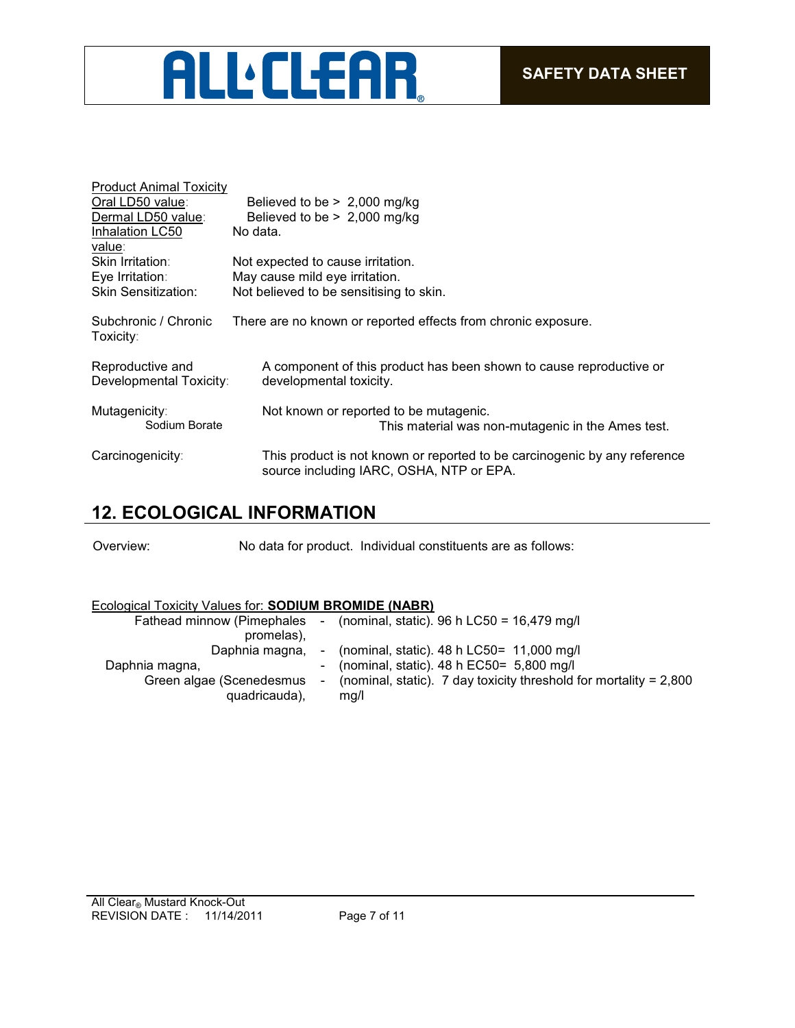Product Animal Toxicity

| | |
|---|---|
| Oral LD50 value: | Believed to be > 2,000 mg/kg |
| Dermal LD50 value: | Believed to be > 2,000 mg/kg |
| Inhalation LC50 value: | No data. |
| Skin Irritation: | Not expected to cause irritation. |
| Eye Irritation: | May cause mild eye irritation. |
| Skin Sensitization: | Not believed to be sensitising to skin. |
| Subchronic / Chronic Toxicity: | There are no known or reported effects from chronic exposure. |
| Reproductive and Developmental Toxicity: | A component of this product has been shown to cause reproductive or developmental toxicity. |
| Mutagenicity: | Not known or reported to be mutagenic. |
| Sodium Borate | This material was non-mutagenic in the Ames test. |
| Carcinogenicity: | This product is not known or reported to be carcinogenic by any reference source including IARC, OSHA, NTP or EPA. |

## 12. ECOLOGICAL INFORMATION

Overview: No data for product. Individual constituents are as follows:

Ecological Toxicity Values for: **SODIUM BROMIDE (NABR)**

| | | |
|---|---|---|
| Fathead minnow (Pimephales promelas), | - | (nominal, static). 96 h LC50 = 16,479 mg/l |
| Daphnia magna, | - | (nominal, static). 48 h LC50= 11,000 mg/l |
| Daphnia magna, | - | (nominal, static). 48 h EC50= 5,800 mg/l |
| Green algae (Scenedesmus quadricauda), | - | (nominal, static). 7 day toxicity threshold for mortality = 2,800 mg/l |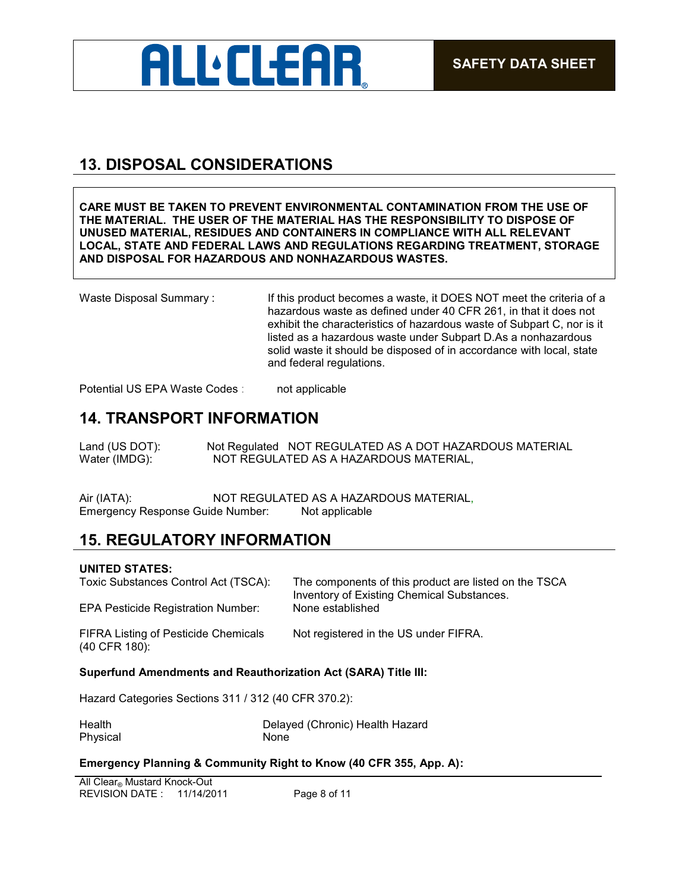## 13. DISPOSAL CONSIDERATIONS

**CARE MUST BE TAKEN TO PREVENT ENVIRONMENTAL CONTAMINATION FROM THE USE OF THE MATERIAL. THE USER OF THE MATERIAL HAS THE RESPONSIBILITY TO DISPOSE OF UNUSED MATERIAL, RESIDUES AND CONTAINERS IN COMPLIANCE WITH ALL RELEVANT LOCAL, STATE AND FEDERAL LAWS AND REGULATIONS REGARDING TREATMENT, STORAGE AND DISPOSAL FOR HAZARDOUS AND NONHAZARDOUS WASTES.**

Waste Disposal Summary : If this product becomes a waste, it DOES NOT meet the criteria of a hazardous waste as defined under 40 CFR 261, in that it does not exhibit the characteristics of hazardous waste of Subpart C, nor is it listed as a hazardous waste under Subpart D.As a nonhazardous solid waste it should be disposed of in accordance with local, state and federal regulations.

Potential US EPA Waste Codes : not applicable

## 14. TRANSPORT INFORMATION

Land (US DOT): Not Regulated NOT REGULATED AS A DOT HAZARDOUS MATERIAL
Water (IMDG): NOT REGULATED AS A HAZARDOUS MATERIAL,

Air (IATA): NOT REGULATED AS A HAZARDOUS MATERIAL,
Emergency Response Guide Number: Not applicable

## 15. REGULATORY INFORMATION

**UNITED STATES:**

| | |
|---|---|
| Toxic Substances Control Act (TSCA): | The components of this product are listed on the TSCA Inventory of Existing Chemical Substances. |
| EPA Pesticide Registration Number: | None established |
| FIFRA Listing of Pesticide Chemicals (40 CFR 180): | Not registered in the US under FIFRA. |

**Superfund Amendments and Reauthorization Act (SARA) Title III:**

Hazard Categories Sections 311 / 312 (40 CFR 370.2):

| | |
|---|---|
| Health | Delayed (Chronic) Health Hazard |
| Physical | None |

**Emergency Planning & Community Right to Know (40 CFR 355, App. A):**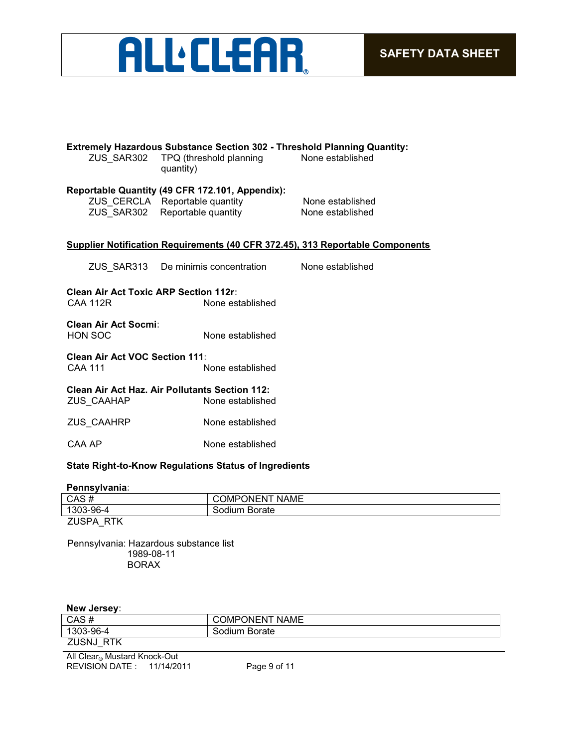**Extremely Hazardous Substance Section 302 - Threshold Planning Quantity:**

| | | |
|---|---|---|
| ZUS_SAR302 | TPQ (threshold planning quantity) | None established |

**Reportable Quantity (49 CFR 172.101, Appendix):**

| | | |
|---|---|---|
| ZUS_CERCLA | Reportable quantity | None established |
| ZUS_SAR302 | Reportable quantity | None established |

**Supplier Notification Requirements (40 CFR 372.45), 313 Reportable Components**

| | | |
|---|---|---|
| ZUS_SAR313 | De minimis concentration | None established |

**Clean Air Act Toxic ARP Section 112r:**

CAA 112R None established

**Clean Air Act Socmi:**

HON SOC None established

**Clean Air Act VOC Section 111:**

CAA 111 None established

**Clean Air Act Haz. Air Pollutants Section 112:**

ZUS_CAAHAP None established

ZUS_CAAHRP None established

CAA AP None established

**State Right-to-Know Regulations Status of Ingredients**

**Pennsylvania:**

| CAS # | COMPONENT NAME |
|---|---|
| 1303-96-4 | Sodium Borate |

ZUSPA_RTK

Pennsylvania: Hazardous substance list
1989-08-11
BORAX

**New Jersey:**

| CAS # | COMPONENT NAME |
|---|---|
| 1303-96-4 | Sodium Borate |

ZUSNJ_RTK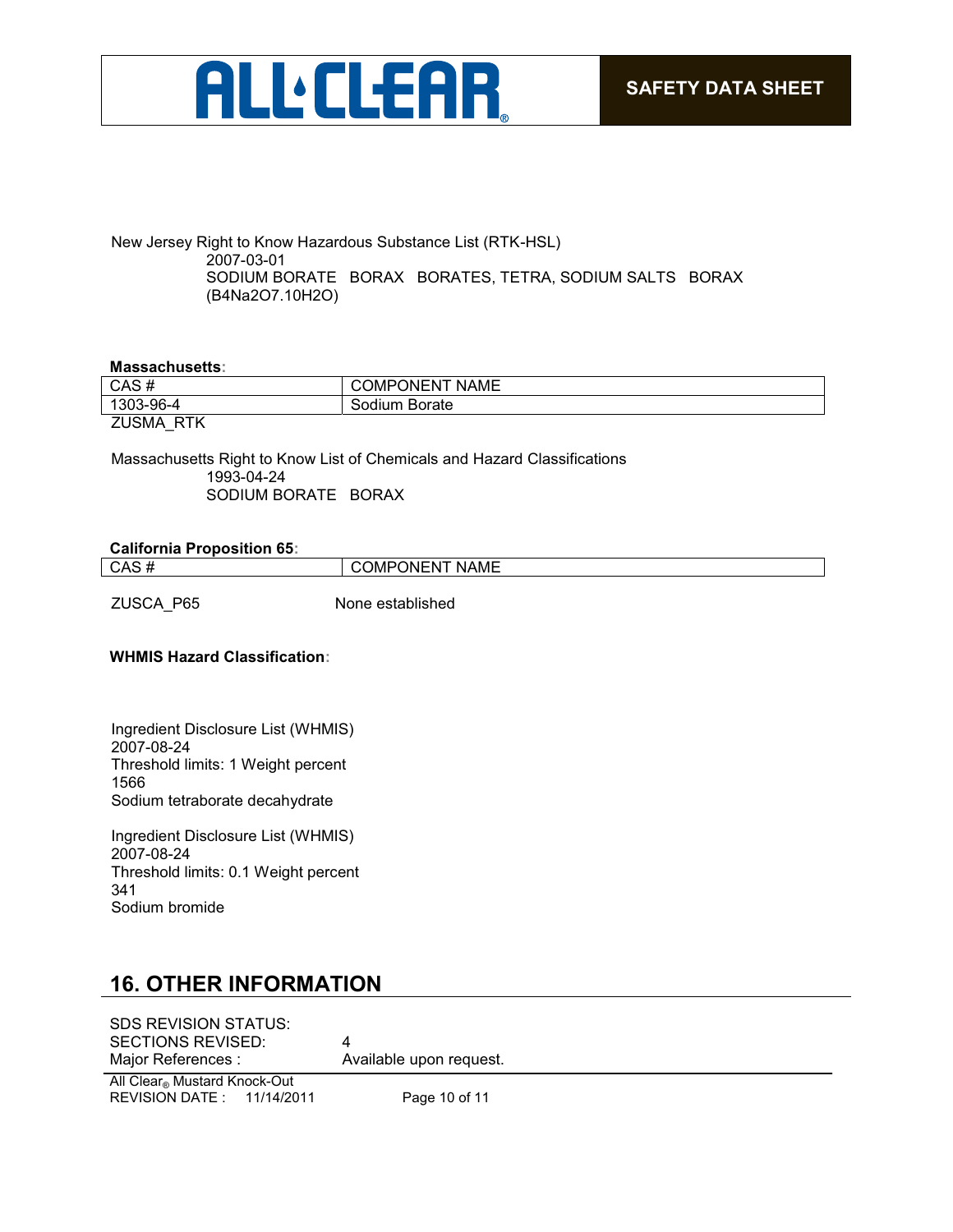New Jersey Right to Know Hazardous Substance List (RTK-HSL)
2007-03-01
SODIUM BORATE   BORAX   BORATES, TETRA, SODIUM SALTS   BORAX ($B_4Na_2O_7.10H_2O$)

**Massachusetts:**

| CAS # | COMPONENT NAME |
|---|---|
| 1303-96-4 | Sodium Borate |

ZUSMA_RTK

Massachusetts Right to Know List of Chemicals and Hazard Classifications
1993-04-24
SODIUM BORATE   BORAX

**California Proposition 65:**

| CAS # | COMPONENT NAME |
|---|---|
| ZUSCA_P65 | None established |

**WHMIS Hazard Classification:**

Ingredient Disclosure List (WHMIS)
2007-08-24
Threshold limits: 1 Weight percent
1566
Sodium tetraborate decahydrate

Ingredient Disclosure List (WHMIS)
2007-08-24
Threshold limits: 0.1 Weight percent
341
Sodium bromide

## 16. OTHER INFORMATION

SDS REVISION STATUS:
SECTIONS REVISED: 4
Major References : Available upon request.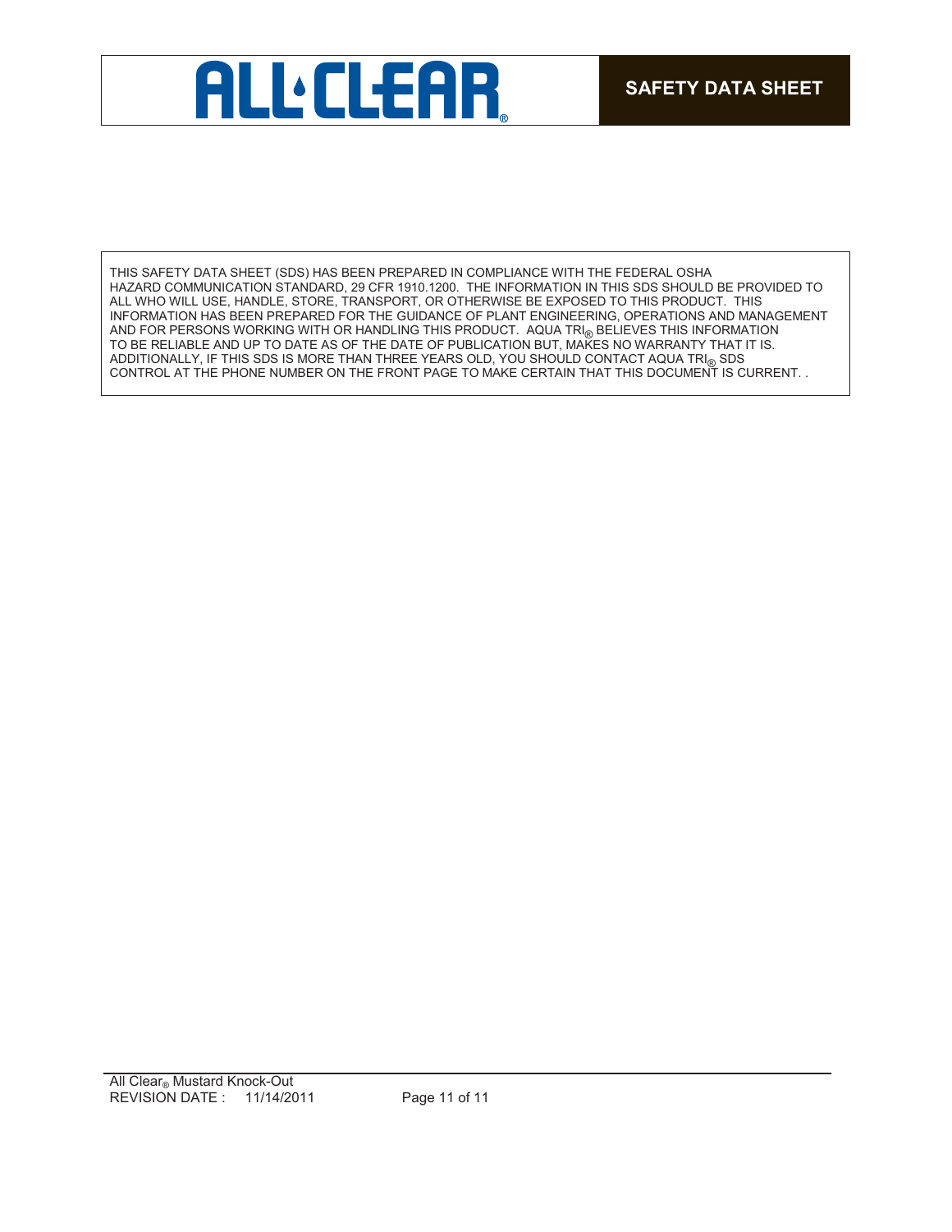THIS SAFETY DATA SHEET (SDS) HAS BEEN PREPARED IN COMPLIANCE WITH THE FEDERAL OSHA HAZARD COMMUNICATION STANDARD, 29 CFR 1910.1200. THE INFORMATION IN THIS SDS SHOULD BE PROVIDED TO ALL WHO WILL USE, HANDLE, STORE, TRANSPORT, OR OTHERWISE BE EXPOSED TO THIS PRODUCT. THIS INFORMATION HAS BEEN PREPARED FOR THE GUIDANCE OF PLANT ENGINEERING, OPERATIONS AND MANAGEMENT AND FOR PERSONS WORKING WITH OR HANDLING THIS PRODUCT. AQUA TRI® BELIEVES THIS INFORMATION TO BE RELIABLE AND UP TO DATE AS OF THE DATE OF PUBLICATION BUT, MAKES NO WARRANTY THAT IT IS. ADDITIONALLY, IF THIS SDS IS MORE THAN THREE YEARS OLD, YOU SHOULD CONTACT AQUA TRI® SDS CONTROL AT THE PHONE NUMBER ON THE FRONT PAGE TO MAKE CERTAIN THAT THIS DOCUMENT IS CURRENT. .